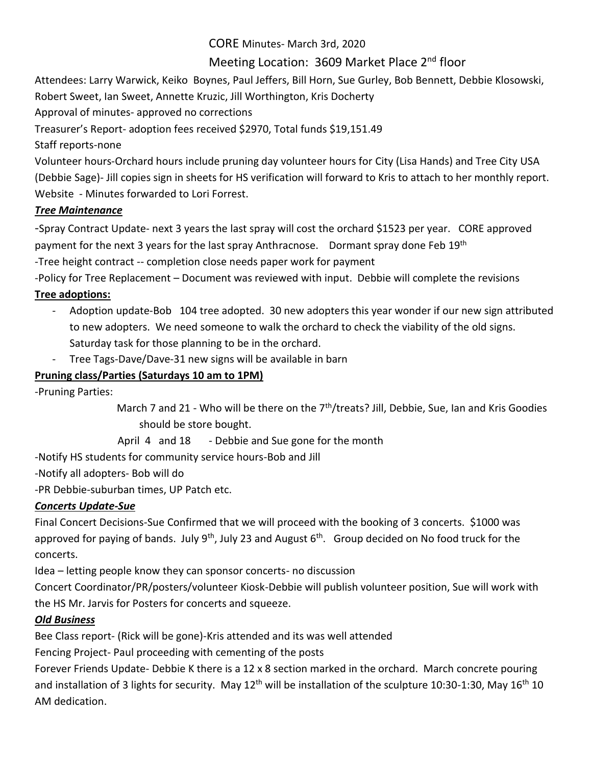CORE Minutes- March 3rd, 2020

Meeting Location: 3609 Market Place 2nd floor

Attendees: Larry Warwick, Keiko Boynes, Paul Jeffers, Bill Horn, Sue Gurley, Bob Bennett, Debbie Klosowski, Robert Sweet, Ian Sweet, Annette Kruzic, Jill Worthington, Kris Docherty

Approval of minutes- approved no corrections

Treasurer's Report- adoption fees received $2970, Total funds $19,151.49

Staff reports-none

Volunteer hours-Orchard hours include pruning day volunteer hours for City (Lisa Hands) and Tree City USA (Debbie Sage)- Jill copies sign in sheets for HS verification will forward to Kris to attach to her monthly report.

Website - Minutes forwarded to Lori Forrest.

***Tree Maintenance***

-Spray Contract Update- next 3 years the last spray will cost the orchard $1523 per year. CORE approved payment for the next 3 years for the last spray Anthracnose. Dormant spray done Feb 19th

-Tree height contract -- completion close needs paper work for payment

-Policy for Tree Replacement – Document was reviewed with input. Debbie will complete the revisions

**Tree adoptions:**

- Adoption update-Bob 104 tree adopted. 30 new adopters this year wonder if our new sign attributed to new adopters. We need someone to walk the orchard to check the viability of the old signs. Saturday task for those planning to be in the orchard.
- Tree Tags-Dave/Dave-31 new signs will be available in barn

**Pruning class/Parties (Saturdays 10 am to 1PM)**

-Pruning Parties:

March 7 and 21 - Who will be there on the 7th/treats? Jill, Debbie, Sue, Ian and Kris Goodies should be store bought.

April 4 and 18 - Debbie and Sue gone for the month

-Notify HS students for community service hours-Bob and Jill

-Notify all adopters- Bob will do

-PR Debbie-suburban times, UP Patch etc.

***Concerts Update-Sue***

Final Concert Decisions-Sue Confirmed that we will proceed with the booking of 3 concerts. $1000 was approved for paying of bands. July 9th, July 23 and August 6th. Group decided on No food truck for the concerts.

Idea – letting people know they can sponsor concerts- no discussion

Concert Coordinator/PR/posters/volunteer Kiosk-Debbie will publish volunteer position, Sue will work with the HS Mr. Jarvis for Posters for concerts and squeeze.

***Old Business***

Bee Class report- (Rick will be gone)-Kris attended and its was well attended

Fencing Project- Paul proceeding with cementing of the posts

Forever Friends Update- Debbie K there is a 12 x 8 section marked in the orchard. March concrete pouring and installation of 3 lights for security. May 12th will be installation of the sculpture 10:30-1:30, May 16th 10 AM dedication.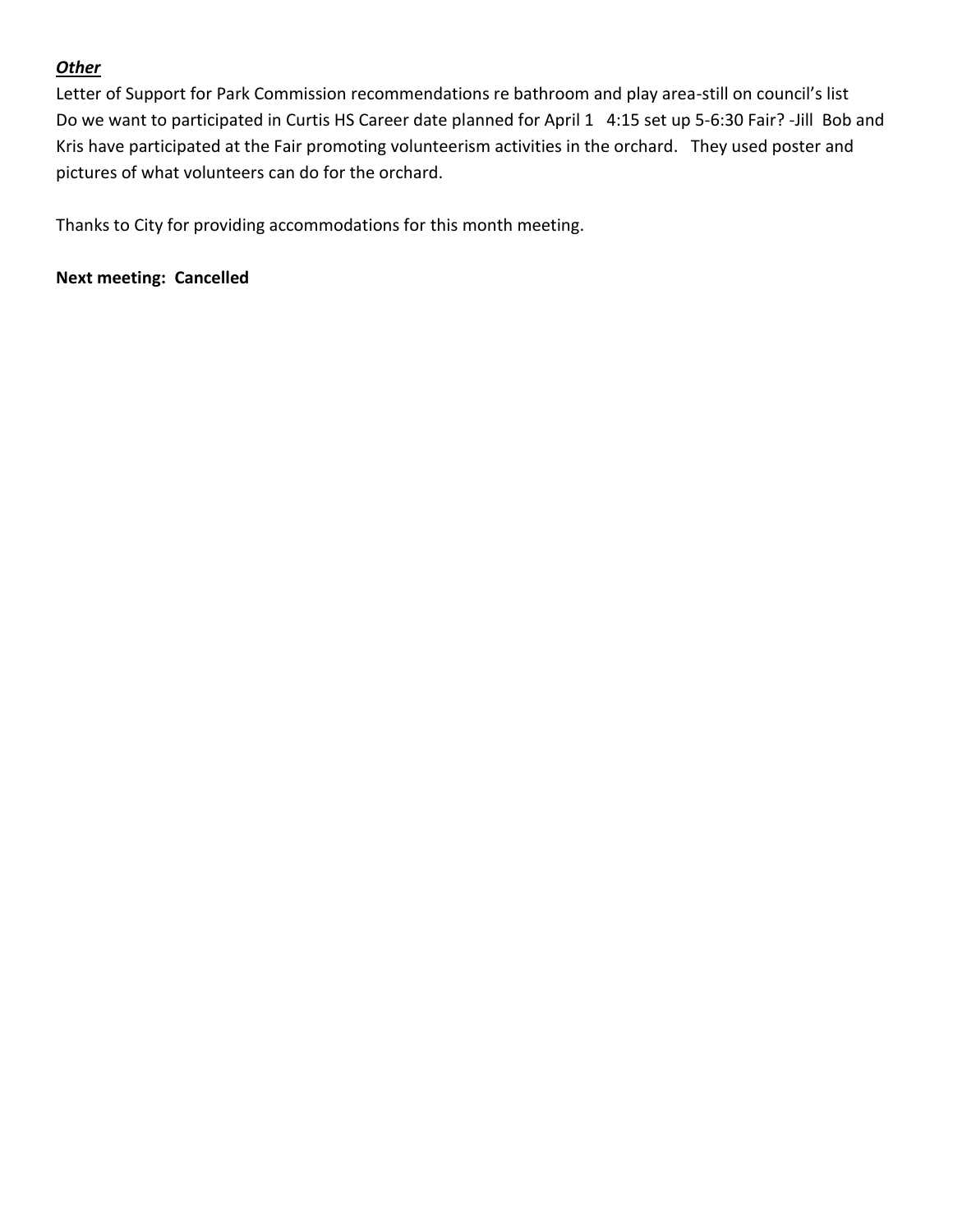***Other***

Letter of Support for Park Commission recommendations re bathroom and play area-still on council's list
Do we want to participated in Curtis HS Career date planned for April 1 4:15 set up 5-6:30 Fair? -Jill Bob and Kris have participated at the Fair promoting volunteerism activities in the orchard. They used poster and pictures of what volunteers can do for the orchard.

Thanks to City for providing accommodations for this month meeting.

**Next meeting: Cancelled**